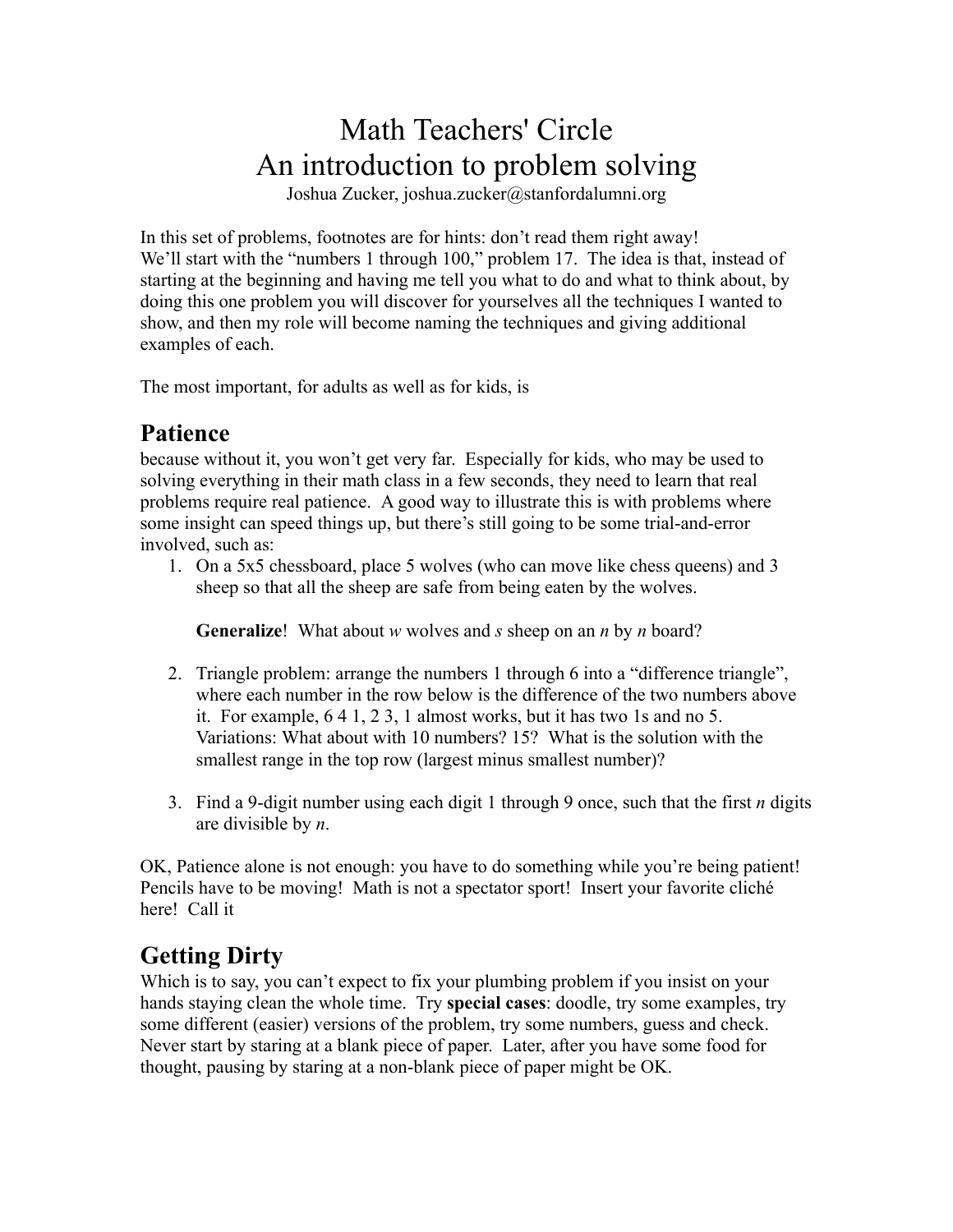# Math Teachers' Circle
# An introduction to problem solving

Joshua Zucker, joshua.zucker@stanfordalumni.org

In this set of problems, footnotes are for hints: don't read them right away!
We'll start with the "numbers 1 through 100," problem 17. The idea is that, instead of starting at the beginning and having me tell you what to do and what to think about, by doing this one problem you will discover for yourselves all the techniques I wanted to show, and then my role will become naming the techniques and giving additional examples of each.

The most important, for adults as well as for kids, is

## Patience

because without it, you won't get very far. Especially for kids, who may be used to solving everything in their math class in a few seconds, they need to learn that real problems require real patience. A good way to illustrate this is with problems where some insight can speed things up, but there's still going to be some trial-and-error involved, such as:

1. On a 5x5 chessboard, place 5 wolves (who can move like chess queens) and 3 sheep so that all the sheep are safe from being eaten by the wolves.

   **Generalize**! What about $w$ wolves and $s$ sheep on an $n$ by $n$ board?

2. Triangle problem: arrange the numbers 1 through 6 into a "difference triangle", where each number in the row below is the difference of the two numbers above it. For example, 6 4 1, 2 3, 1 almost works, but it has two 1s and no 5. Variations: What about with 10 numbers? 15? What is the solution with the smallest range in the top row (largest minus smallest number)?

3. Find a 9-digit number using each digit 1 through 9 once, such that the first $n$ digits are divisible by $n$.

OK, Patience alone is not enough: you have to do something while you're being patient! Pencils have to be moving! Math is not a spectator sport! Insert your favorite cliché here! Call it

## Getting Dirty

Which is to say, you can't expect to fix your plumbing problem if you insist on your hands staying clean the whole time. Try **special cases**: doodle, try some examples, try some different (easier) versions of the problem, try some numbers, guess and check. Never start by staring at a blank piece of paper. Later, after you have some food for thought, pausing by staring at a non-blank piece of paper might be OK.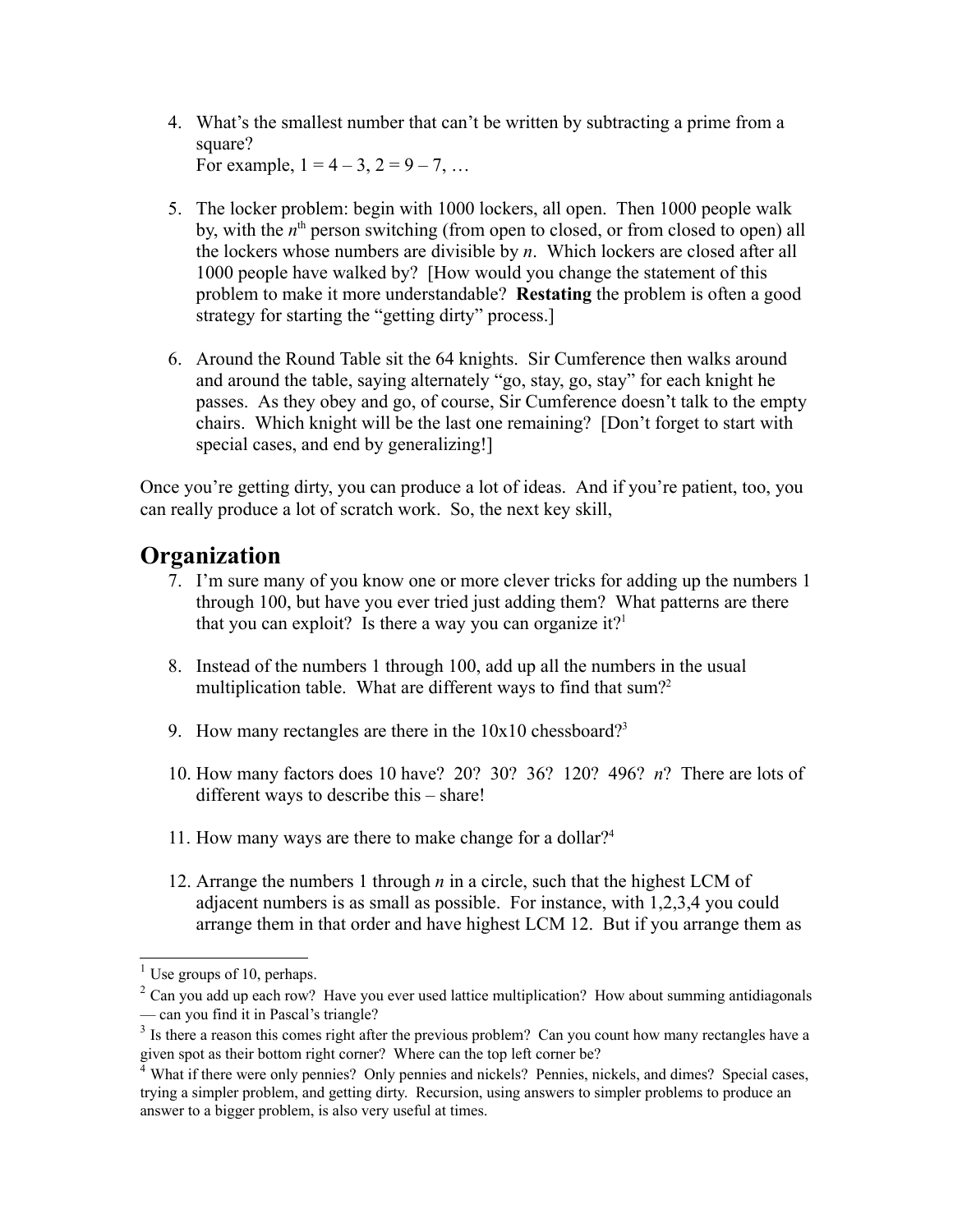4. What's the smallest number that can't be written by subtracting a prime from a square?
   For example, $1 = 4 - 3$, $2 = 9 - 7$, …

5. The locker problem: begin with 1000 lockers, all open. Then 1000 people walk by, with the $n^{th}$ person switching (from open to closed, or from closed to open) all the lockers whose numbers are divisible by $n$. Which lockers are closed after all 1000 people have walked by? [How would you change the statement of this problem to make it more understandable? **Restating** the problem is often a good strategy for starting the "getting dirty" process.]

6. Around the Round Table sit the 64 knights. Sir Cumference then walks around and around the table, saying alternately "go, stay, go, stay" for each knight he passes. As they obey and go, of course, Sir Cumference doesn't talk to the empty chairs. Which knight will be the last one remaining? [Don't forget to start with special cases, and end by generalizing!]

Once you're getting dirty, you can produce a lot of ideas. And if you're patient, too, you can really produce a lot of scratch work. So, the next key skill,

## Organization

7. I'm sure many of you know one or more clever tricks for adding up the numbers 1 through 100, but have you ever tried just adding them? What patterns are there that you can exploit? Is there a way you can organize it?[1]

8. Instead of the numbers 1 through 100, add up all the numbers in the usual multiplication table. What are different ways to find that sum?[2]

9. How many rectangles are there in the 10x10 chessboard?[3]

10. How many factors does 10 have? 20? 30? 36? 120? 496? $n$? There are lots of different ways to describe this – share!

11. How many ways are there to make change for a dollar?[4]

12. Arrange the numbers 1 through $n$ in a circle, such that the highest LCM of adjacent numbers is as small as possible. For instance, with 1,2,3,4 you could arrange them in that order and have highest LCM 12. But if you arrange them as

---

[1] Use groups of 10, perhaps.

[2] Can you add up each row? Have you ever used lattice multiplication? How about summing antidiagonals — can you find it in Pascal's triangle?

[3] Is there a reason this comes right after the previous problem? Can you count how many rectangles have a given spot as their bottom right corner? Where can the top left corner be?

[4] What if there were only pennies? Only pennies and nickels? Pennies, nickels, and dimes? Special cases, trying a simpler problem, and getting dirty. Recursion, using answers to simpler problems to produce an answer to a bigger problem, is also very useful at times.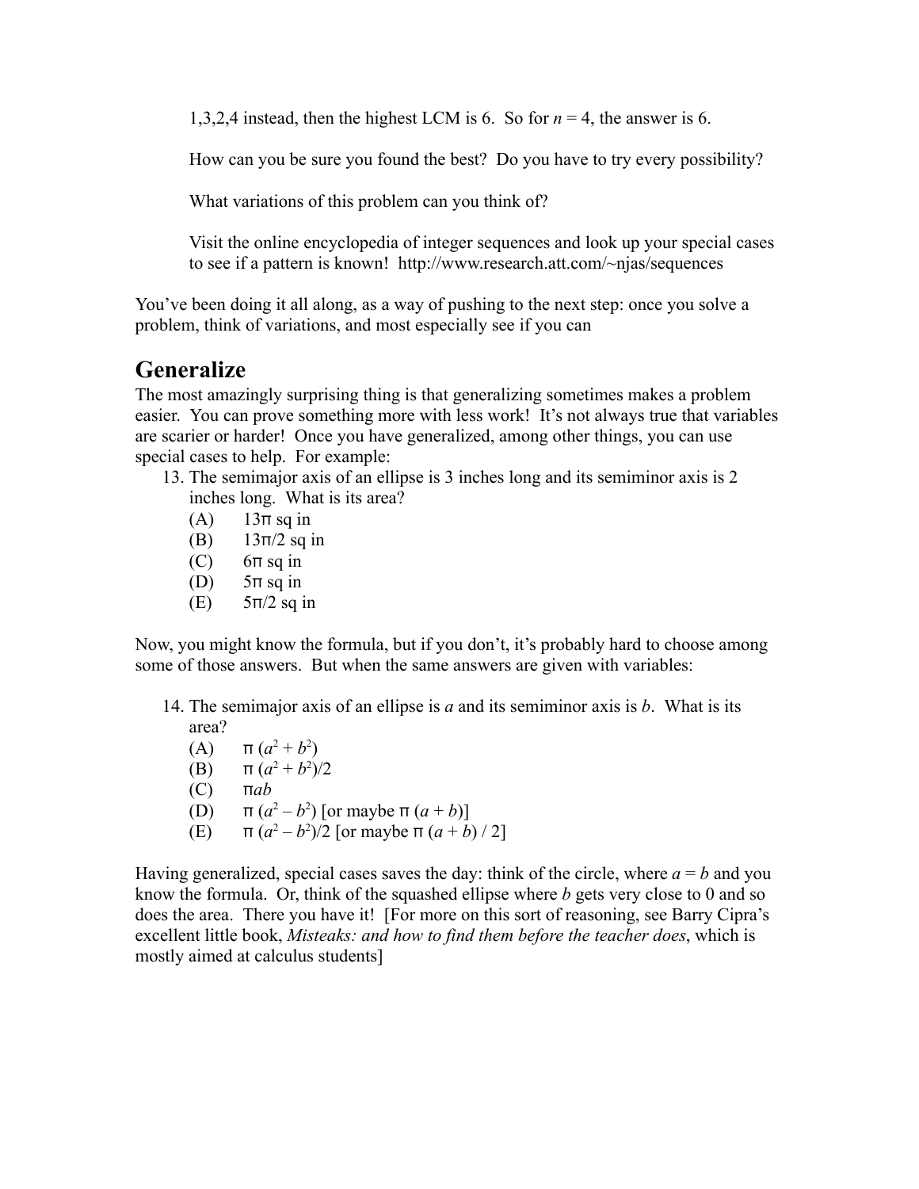1,3,2,4 instead, then the highest LCM is 6. So for $n = 4$, the answer is 6.

How can you be sure you found the best? Do you have to try every possibility?

What variations of this problem can you think of?

Visit the online encyclopedia of integer sequences and look up your special cases to see if a pattern is known! http://www.research.att.com/~njas/sequences

You've been doing it all along, as a way of pushing to the next step: once you solve a problem, think of variations, and most especially see if you can

## Generalize

The most amazingly surprising thing is that generalizing sometimes makes a problem easier. You can prove something more with less work! It's not always true that variables are scarier or harder! Once you have generalized, among other things, you can use special cases to help. For example:

13. The semimajor axis of an ellipse is 3 inches long and its semiminor axis is 2 inches long. What is its area?
    (A) $13\pi$ sq in
    (B) $13\pi/2$ sq in
    (C) $6\pi$ sq in
    (D) $5\pi$ sq in
    (E) $5\pi/2$ sq in

Now, you might know the formula, but if you don't, it's probably hard to choose among some of those answers. But when the same answers are given with variables:

14. The semimajor axis of an ellipse is $a$ and its semiminor axis is $b$. What is its area?
    (A) $\pi(a^2 + b^2)$
    (B) $\pi(a^2 + b^2)/2$
    (C) $\pi ab$
    (D) $\pi(a^2 - b^2)$ [or maybe $\pi(a + b)$]
    (E) $\pi(a^2 - b^2)/2$ [or maybe $\pi(a + b)/2$]

Having generalized, special cases saves the day: think of the circle, where $a = b$ and you know the formula. Or, think of the squashed ellipse where $b$ gets very close to 0 and so does the area. There you have it! [For more on this sort of reasoning, see Barry Cipra's excellent little book, *Misteaks: and how to find them before the teacher does*, which is mostly aimed at calculus students]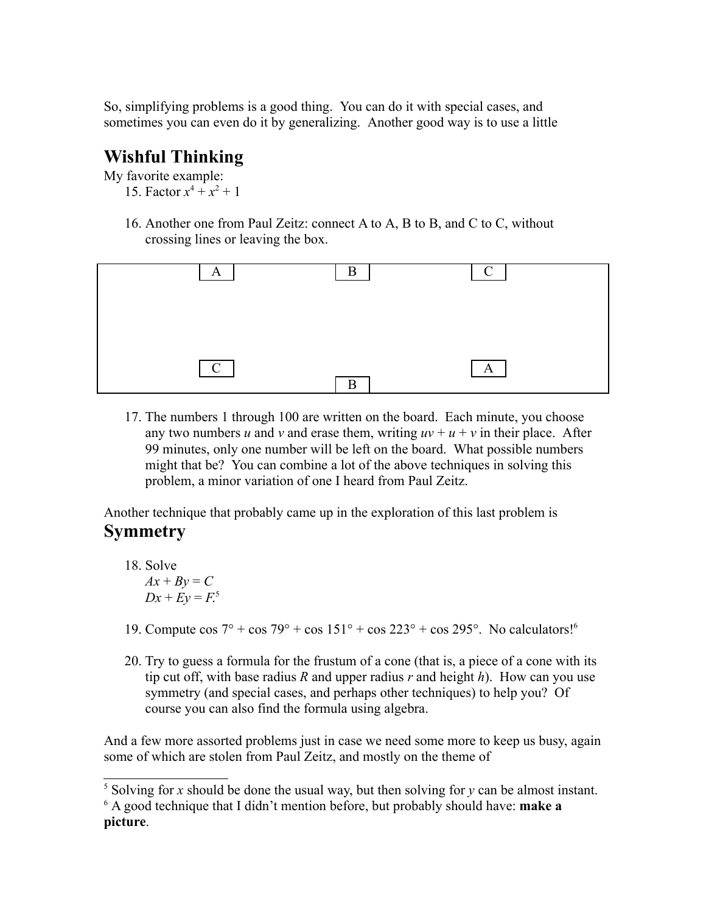So, simplifying problems is a good thing. You can do it with special cases, and sometimes you can even do it by generalizing. Another good way is to use a little

## Wishful Thinking

My favorite example:

15. Factor $x^4 + x^2 + 1$

16. Another one from Paul Zeitz: connect A to A, B to B, and C to C, without crossing lines or leaving the box.

| | | |
|---|---|---|
| A | B | C |
| C | B | A |

17. The numbers 1 through 100 are written on the board. Each minute, you choose any two numbers $u$ and $v$ and erase them, writing $uv + u + v$ in their place. After 99 minutes, only one number will be left on the board. What possible numbers might that be? You can combine a lot of the above techniques in solving this problem, a minor variation of one I heard from Paul Zeitz.

Another technique that probably came up in the exploration of this last problem is

## Symmetry

18. Solve
    $Ax + By = C$
    $Dx + Ey = F$.[5]

19. Compute cos 7° + cos 79° + cos 151° + cos 223° + cos 295°. No calculators![6]

20. Try to guess a formula for the frustum of a cone (that is, a piece of a cone with its tip cut off, with base radius $R$ and upper radius $r$ and height $h$). How can you use symmetry (and special cases, and perhaps other techniques) to help you? Of course you can also find the formula using algebra.

And a few more assorted problems just in case we need some more to keep us busy, again some of which are stolen from Paul Zeitz, and mostly on the theme of

---

[5] Solving for $x$ should be done the usual way, but then solving for $y$ can be almost instant.

[6] A good technique that I didn't mention before, but probably should have: **make a picture**.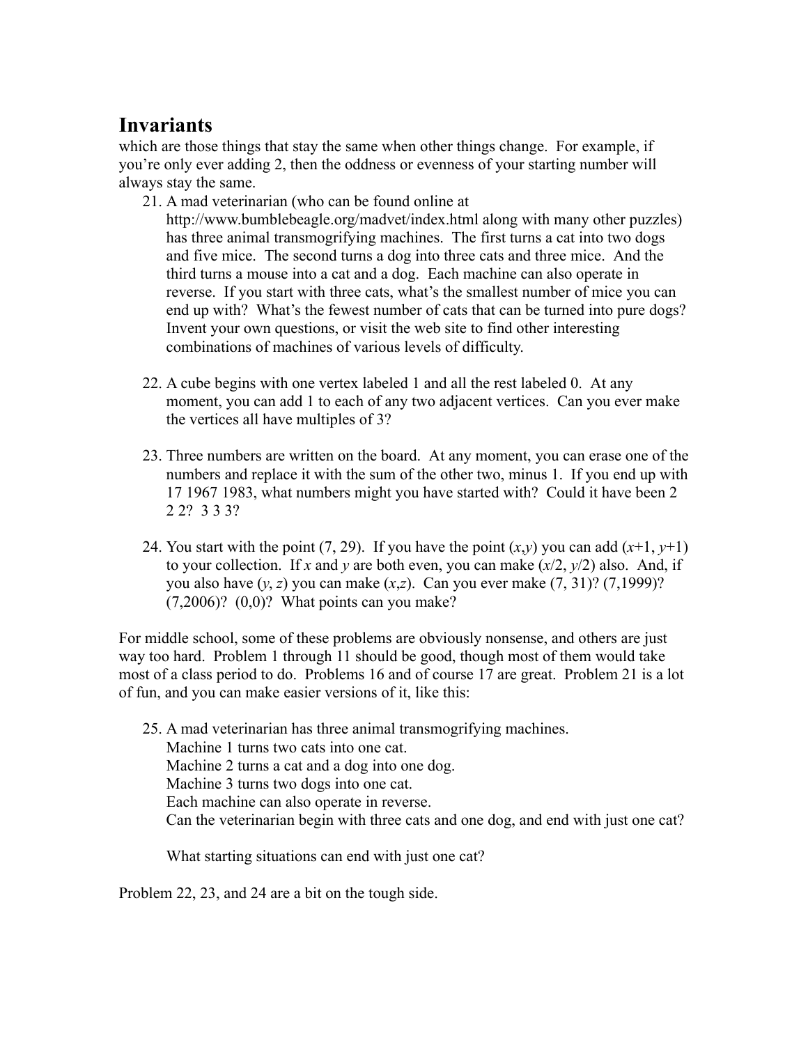## Invariants

which are those things that stay the same when other things change. For example, if you're only ever adding 2, then the oddness or evenness of your starting number will always stay the same.

21. A mad veterinarian (who can be found online at http://www.bumblebeagle.org/madvet/index.html along with many other puzzles) has three animal transmogrifying machines. The first turns a cat into two dogs and five mice. The second turns a dog into three cats and three mice. And the third turns a mouse into a cat and a dog. Each machine can also operate in reverse. If you start with three cats, what's the smallest number of mice you can end up with? What's the fewest number of cats that can be turned into pure dogs? Invent your own questions, or visit the web site to find other interesting combinations of machines of various levels of difficulty.

22. A cube begins with one vertex labeled 1 and all the rest labeled 0. At any moment, you can add 1 to each of any two adjacent vertices. Can you ever make the vertices all have multiples of 3?

23. Three numbers are written on the board. At any moment, you can erase one of the numbers and replace it with the sum of the other two, minus 1. If you end up with 17 1967 1983, what numbers might you have started with? Could it have been 2 2 2? 3 3 3?

24. You start with the point (7, 29). If you have the point $(x,y)$ you can add $(x+1, y+1)$ to your collection. If $x$ and $y$ are both even, you can make $(x/2, y/2)$ also. And, if you also have $(y, z)$ you can make $(x,z)$. Can you ever make (7, 31)? (7,1999)? (7,2006)? (0,0)? What points can you make?

For middle school, some of these problems are obviously nonsense, and others are just way too hard. Problem 1 through 11 should be good, though most of them would take most of a class period to do. Problems 16 and of course 17 are great. Problem 21 is a lot of fun, and you can make easier versions of it, like this:

25. A mad veterinarian has three animal transmogrifying machines.
    Machine 1 turns two cats into one cat.
    Machine 2 turns a cat and a dog into one dog.
    Machine 3 turns two dogs into one cat.
    Each machine can also operate in reverse.
    Can the veterinarian begin with three cats and one dog, and end with just one cat?

    What starting situations can end with just one cat?

Problem 22, 23, and 24 are a bit on the tough side.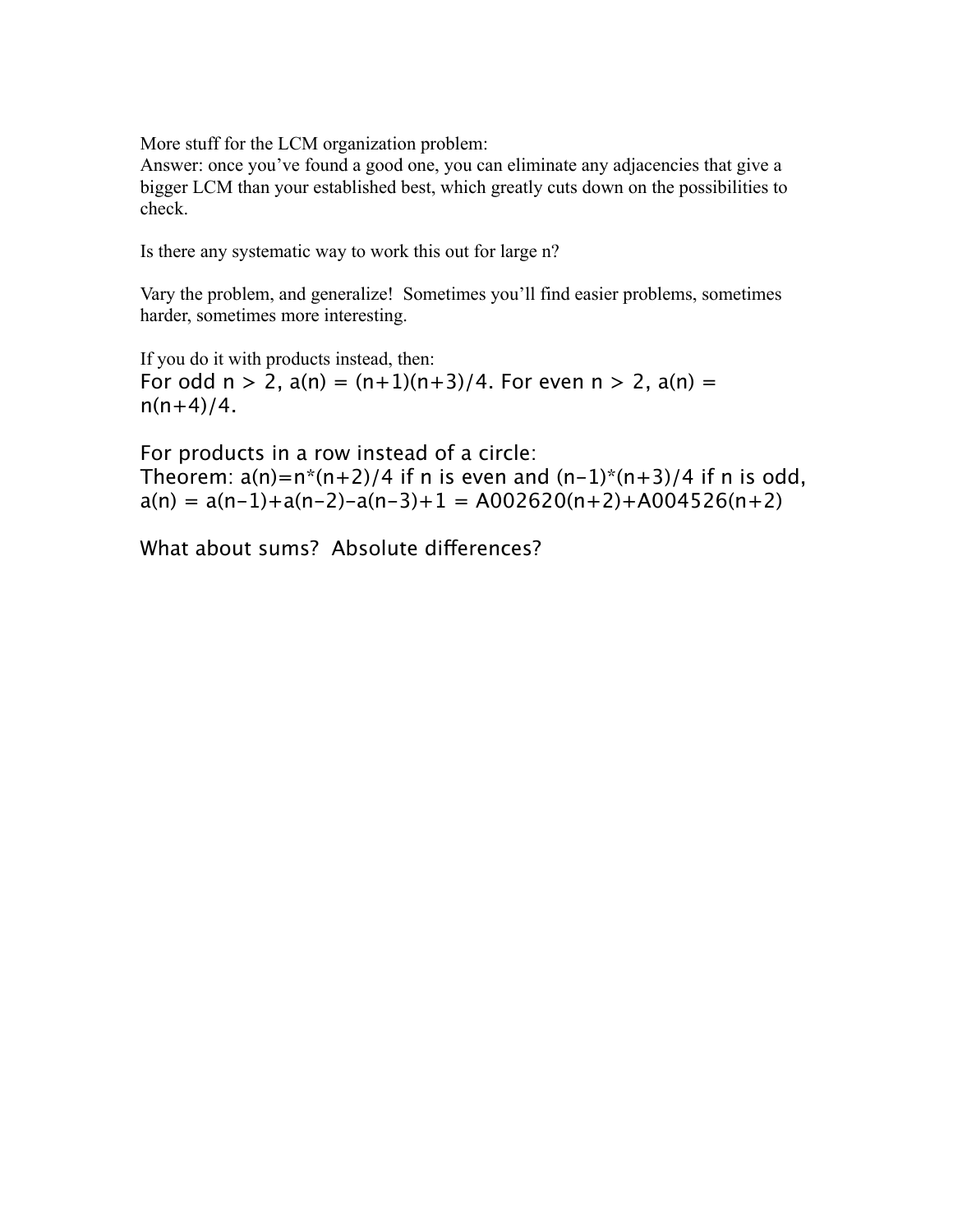More stuff for the LCM organization problem:

Answer: once you've found a good one, you can eliminate any adjacencies that give a bigger LCM than your established best, which greatly cuts down on the possibilities to check.

Is there any systematic way to work this out for large n?

Vary the problem, and generalize! Sometimes you'll find easier problems, sometimes harder, sometimes more interesting.

If you do it with products instead, then:

For odd $n > 2$, $a(n) = (n+1)(n+3)/4$. For even $n > 2$, $a(n) = n(n+4)/4$.

For products in a row instead of a circle:

Theorem: $a(n)=n*(n+2)/4$ if n is even and $(n-1)*(n+3)/4$ if n is odd,
$a(n) = a(n-1)+a(n-2)-a(n-3)+1$ = A002620(n+2)+A004526(n+2)

What about sums? Absolute differences?